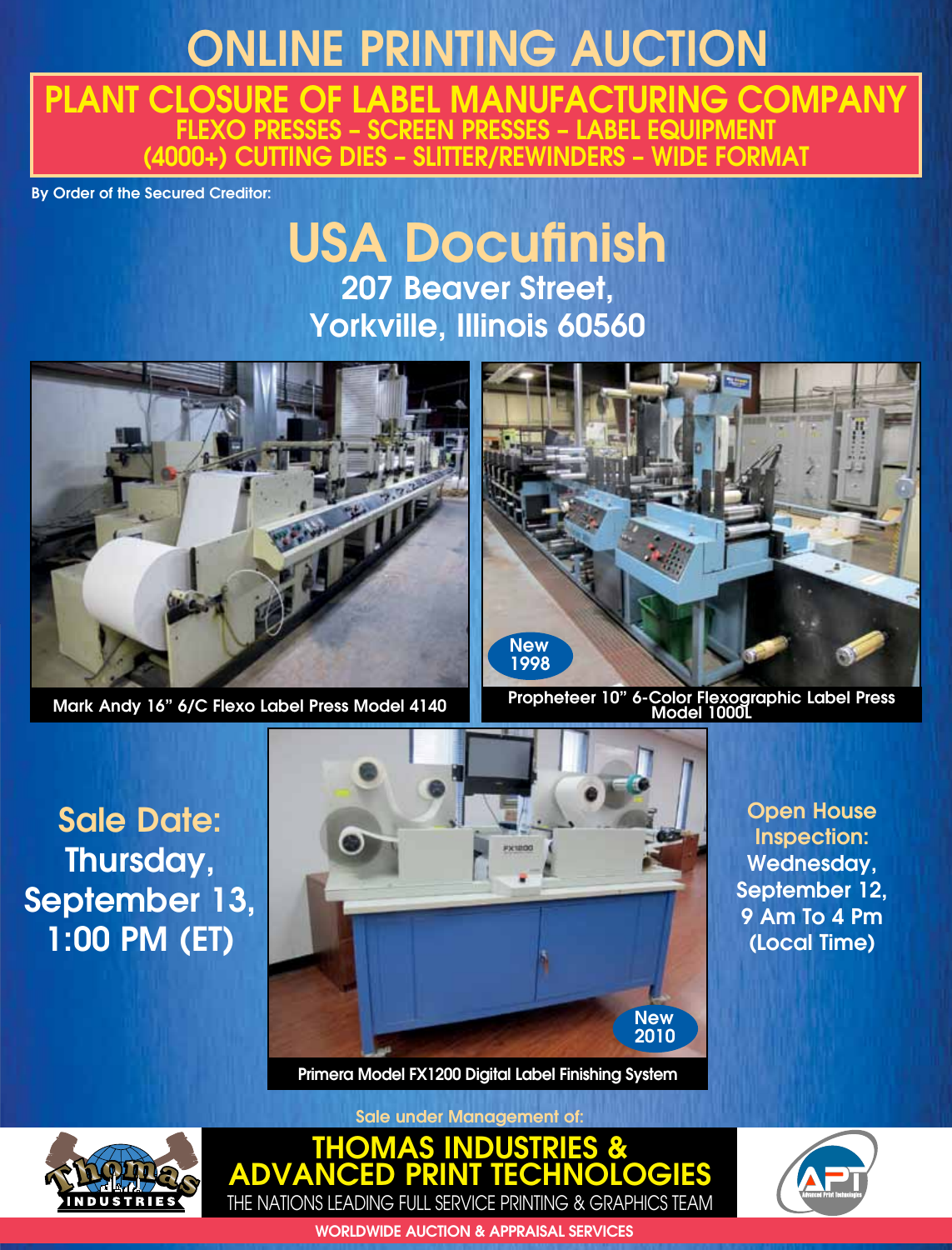# ONLINE PRINTING AUCTION

## PLANT CLOSURE OF LABEL MANUFACTURING COMPANY

**FLEXO PRESSES – SCREEN PRESSES – LABEL EQUIPMENT**
**(4000+) CUTTING DIES – SLITTER/REWINDERS – WIDE FORMAT**

By Order of the Secured Creditor:

# USA Docufinish

**207 Beaver Street,**
**Yorkville, Illinois 60560**

Mark Andy 16" 6/C Flexo Label Press Model 4140

New 1998

Propheteer 10" 6-Color Flexographic Label Press Model 1000L

**Sale Date:**
**Thursday, September 13, 1:00 PM (ET)**

New 2010

Primera Model FX1200 Digital Label Finishing System

**Open House Inspection:**
**Wednesday, September 12, 9 Am To 4 Pm (Local Time)**

Sale under Management of:

## THOMAS INDUSTRIES & ADVANCED PRINT TECHNOLOGIES

THE NATIONS LEADING FULL SERVICE PRINTING & GRAPHICS TEAM

WORLDWIDE AUCTION & APPRAISAL SERVICES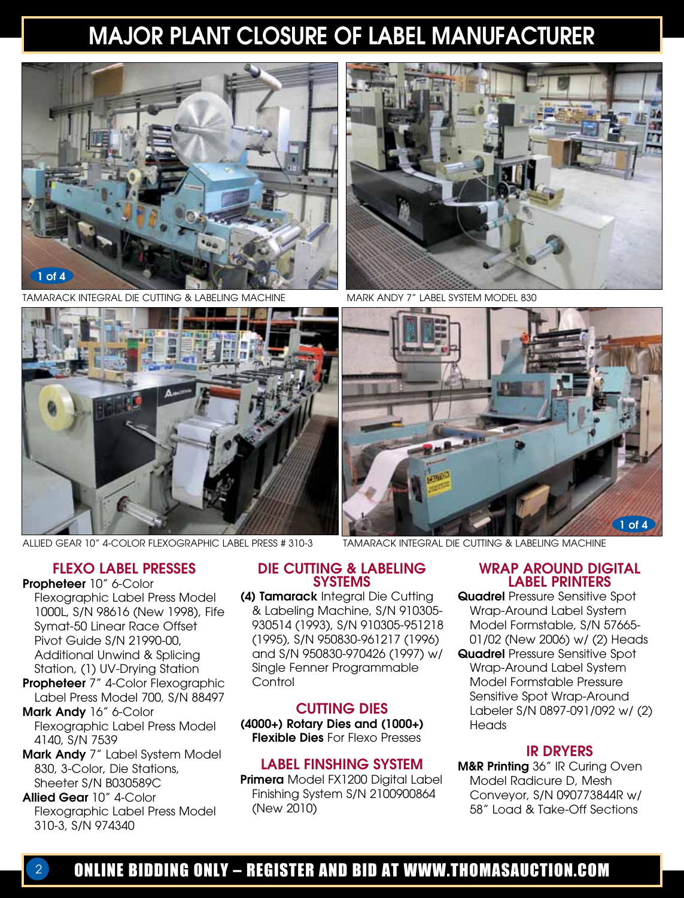# MAJOR PLANT CLOSURE OF LABEL MANUFACTURER

TAMARACK INTEGRAL DIE CUTTING & LABELING MACHINE

MARK ANDY 7" LABEL SYSTEM MODEL 830

ALLIED GEAR 10" 4-COLOR FLEXOGRAPHIC LABEL PRESS # 310-3

TAMARACK INTEGRAL DIE CUTTING & LABELING MACHINE

## FLEXO LABEL PRESSES

**Propheteer** 10" 6-Color Flexographic Label Press Model 1000L, S/N 98616 (New 1998), Fife Symat-50 Linear Race Offset Pivot Guide S/N 21990-00, Additional Unwind & Splicing Station, (1) UV-Drying Station

**Propheteer** 7" 4-Color Flexographic Label Press Model 700, S/N 88497

**Mark Andy** 16" 6-Color Flexographic Label Press Model 4140, S/N 7539

**Mark Andy** 7" Label System Model 830, 3-Color, Die Stations, Sheeter S/N B030589C

**Allied Gear** 10" 4-Color Flexographic Label Press Model 310-3, S/N 974340

## DIE CUTTING & LABELING SYSTEMS

**(4) Tamarack** Integral Die Cutting & Labeling Machine, S/N 910305-930514 (1993), S/N 910305-951218 (1995), S/N 950830-961217 (1996) and S/N 950830-970426 (1997) w/ Single Fenner Programmable Control

## CUTTING DIES

**(4000+) Rotary Dies and (1000+) Flexible Dies** For Flexo Presses

## LABEL FINSHING SYSTEM

**Primera** Model FX1200 Digital Label Finishing System S/N 2100900864 (New 2010)

## WRAP AROUND DIGITAL LABEL PRINTERS

**Quadrel** Pressure Sensitive Spot Wrap-Around Label System Model Formstable, S/N 57665-01/02 (New 2006) w/ (2) Heads

**Quadrel** Pressure Sensitive Spot Wrap-Around Label System Model Formstable Pressure Sensitive Spot Wrap-Around Labeler S/N 0897-091/092 w/ (2) Heads

## IR DRYERS

**M&R Printing** 36" IR Curing Oven Model Radicure D, Mesh Conveyor, S/N 090773844R w/ 58" Load & Take-Off Sections

**ONLINE BIDDING ONLY – REGISTER AND BID AT WWW.THOMASAUCTION.COM**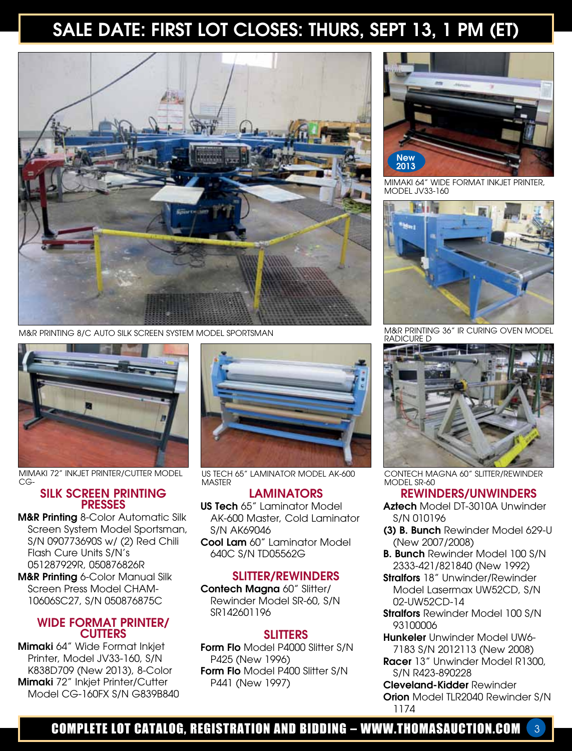# SALE DATE: FIRST LOT CLOSES: THURS, SEPT 13, 1 PM (ET)

M&R PRINTING 8/C AUTO SILK SCREEN SYSTEM MODEL SPORTSMAN

New 2013

MIMAKI 64" WIDE FORMAT INKJET PRINTER, MODEL JV33-160

M&R PRINTING 36" IR CURING OVEN MODEL RADICURE D

MIMAKI 72" INKJET PRINTER/CUTTER MODEL CG-

US TECH 65" LAMINATOR MODEL AK-600 MASTER

CONTECH MAGNA 60" SLITTER/REWINDER MODEL SR-60

## SILK SCREEN PRINTING PRESSES

**M&R Printing** 8-Color Automatic Silk Screen System Model Sportsman, S/N 090773690S w/ (2) Red Chili Flash Cure Units S/N's 051287929R, 050876826R

**M&R Printing** 6-Color Manual Silk Screen Press Model CHAM-10606SC27, S/N 050876875C

## WIDE FORMAT PRINTER/ CUTTERS

**Mimaki** 64" Wide Format Inkjet Printer, Model JV33-160, S/N K838D709 (New 2013), 8-Color

**Mimaki** 72" Inkjet Printer/Cutter Model CG-160FX S/N G839B840

## LAMINATORS

**US Tech** 65" Laminator Model AK-600 Master, Cold Laminator S/N AK69046

**Cool Lam** 60" Laminator Model 640C S/N TD05562G

## SLITTER/REWINDERS

**Contech Magna** 60" Slitter/ Rewinder Model SR-60, S/N SR142601196

## SLITTERS

**Form Flo** Model P4000 Slitter S/N P425 (New 1996)

**Form Flo** Model P400 Slitter S/N P441 (New 1997)

## REWINDERS/UNWINDERS

**Aztech** Model DT-3010A Unwinder S/N 010196

**(3) B. Bunch** Rewinder Model 629-U (New 2007/2008)

**B. Bunch** Rewinder Model 100 S/N 2333-421/821840 (New 1992)

**Stralfors** 18" Unwinder/Rewinder Model Lasermax UW52CD, S/N 02-UW52CD-14

**Stralfors** Rewinder Model 100 S/N 93100006

**Hunkeler** Unwinder Model UW6-7183 S/N 2012113 (New 2008)

**Racer** 13" Unwinder Model R1300, S/N R423-890228

**Cleveland-Kidder** Rewinder

**Orion** Model TLR2040 Rewinder S/N 1174

COMPLETE LOT CATALOG, REGISTRATION AND BIDDING – WWW.THOMASAUCTION.COM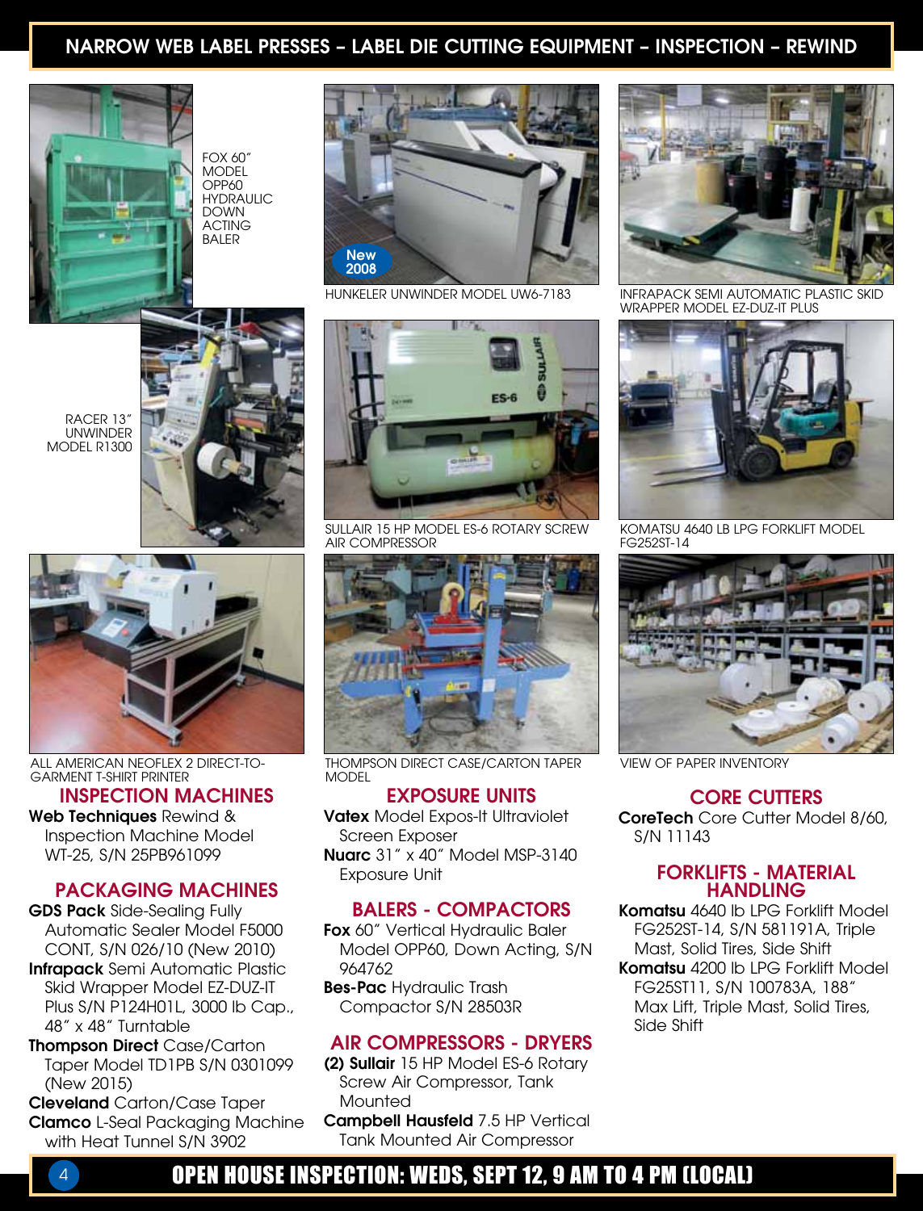# NARROW WEB LABEL PRESSES – LABEL DIE CUTTING EQUIPMENT – INSPECTION – REWIND

FOX 60" MODEL OPP60 HYDRAULIC DOWN ACTING BALER

RACER 13" UNWINDER MODEL R1300

New 2008

HUNKELER UNWINDER MODEL UW6-7183

INFRAPACK SEMI AUTOMATIC PLASTIC SKID WRAPPER MODEL EZ-DUZ-IT PLUS

SULLAIR 15 HP MODEL ES-6 ROTARY SCREW AIR COMPRESSOR

KOMATSU 4640 LB LPG FORKLIFT MODEL FG252ST-14

ALL AMERICAN NEOFLEX 2 DIRECT-TO-GARMENT T-SHIRT PRINTER

THOMPSON DIRECT CASE/CARTON TAPER MODEL

VIEW OF PAPER INVENTORY

## INSPECTION MACHINES

**Web Techniques** Rewind & Inspection Machine Model WT-25, S/N 25PB961099

## PACKAGING MACHINES

**GDS Pack** Side-Sealing Fully Automatic Sealer Model F5000 CONT, S/N 026/10 (New 2010)

**Infrapack** Semi Automatic Plastic Skid Wrapper Model EZ-DUZ-IT Plus S/N P124H01L, 3000 lb Cap., 48" x 48" Turntable

**Thompson Direct** Case/Carton Taper Model TD1PB S/N 0301099 (New 2015)

**Cleveland** Carton/Case Taper

**Clamco** L-Seal Packaging Machine with Heat Tunnel S/N 3902

## EXPOSURE UNITS

**Vatex** Model Expos-It Ultraviolet Screen Exposer

**Nuarc** 31" x 40" Model MSP-3140 Exposure Unit

## BALERS - COMPACTORS

**Fox** 60" Vertical Hydraulic Baler Model OPP60, Down Acting, S/N 964762

**Bes-Pac** Hydraulic Trash Compactor S/N 28503R

## AIR COMPRESSORS - DRYERS

**(2) Sullair** 15 HP Model ES-6 Rotary Screw Air Compressor, Tank Mounted

**Campbell Hausfeld** 7.5 HP Vertical Tank Mounted Air Compressor

## CORE CUTTERS

**CoreTech** Core Cutter Model 8/60, S/N 11143

## FORKLIFTS - MATERIAL HANDLING

**Komatsu** 4640 lb LPG Forklift Model FG252ST-14, S/N 581191A, Triple Mast, Solid Tires, Side Shift

**Komatsu** 4200 lb LPG Forklift Model FG25ST11, S/N 100783A, 188" Max Lift, Triple Mast, Solid Tires, Side Shift

OPEN HOUSE INSPECTION: WEDS, SEPT 12, 9 AM TO 4 PM (LOCAL)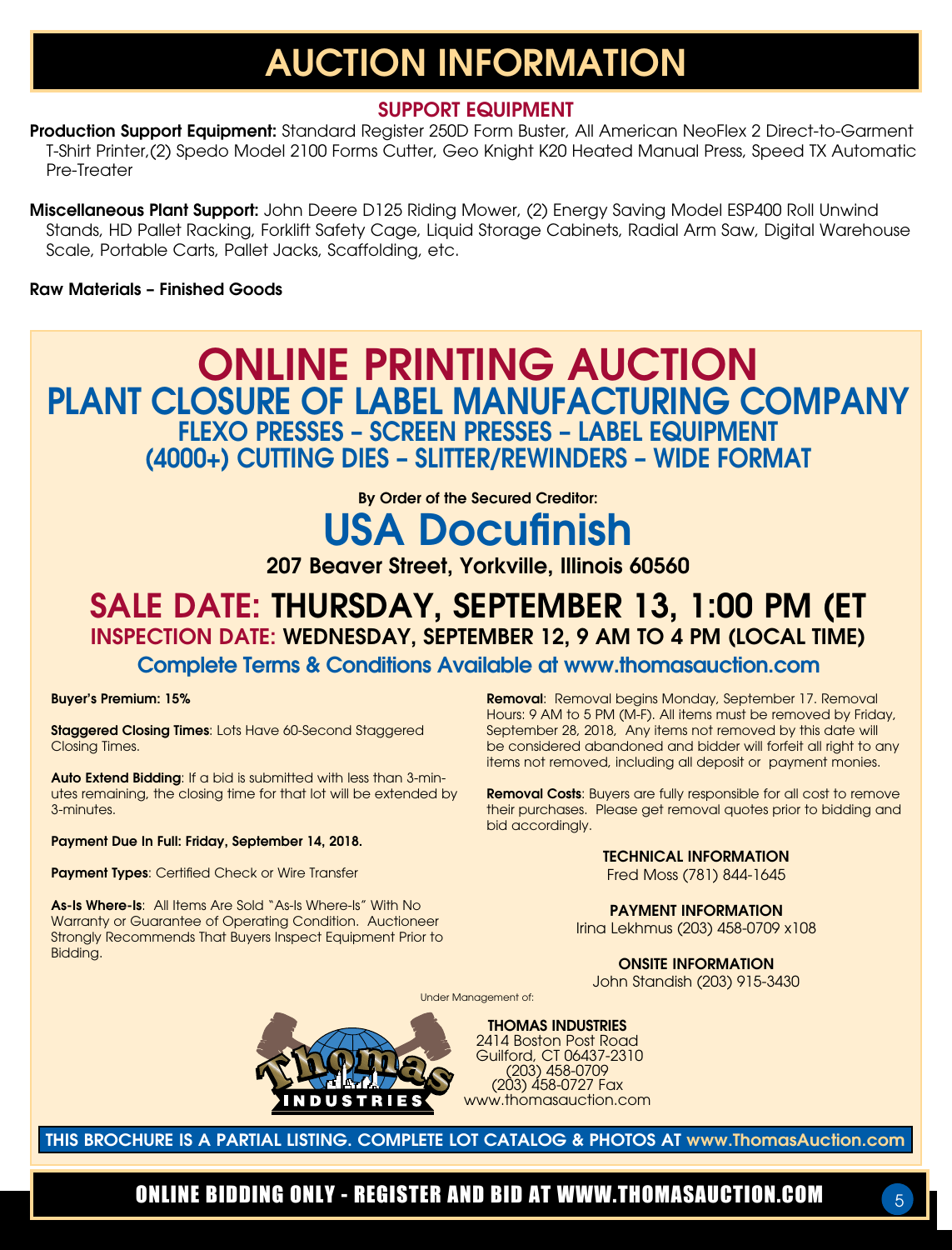# AUCTION INFORMATION

## SUPPORT EQUIPMENT

**Production Support Equipment:** Standard Register 250D Form Buster, All American NeoFlex 2 Direct-to-Garment T-Shirt Printer,(2) Spedo Model 2100 Forms Cutter, Geo Knight K20 Heated Manual Press, Speed TX Automatic Pre-Treater

**Miscellaneous Plant Support:** John Deere D125 Riding Mower, (2) Energy Saving Model ESP400 Roll Unwind Stands, HD Pallet Racking, Forklift Safety Cage, Liquid Storage Cabinets, Radial Arm Saw, Digital Warehouse Scale, Portable Carts, Pallet Jacks, Scaffolding, etc.

**Raw Materials – Finished Goods**

# ONLINE PRINTING AUCTION

## PLANT CLOSURE OF LABEL MANUFACTURING COMPANY

### FLEXO PRESSES – SCREEN PRESSES – LABEL EQUIPMENT
### (4000+) CUTTING DIES – SLITTER/REWINDERS – WIDE FORMAT

**By Order of the Secured Creditor:**

## USA Docufinish

**207 Beaver Street, Yorkville, Illinois 60560**

## SALE DATE: THURSDAY, SEPTEMBER 13, 1:00 PM (ET

### INSPECTION DATE: WEDNESDAY, SEPTEMBER 12, 9 AM TO 4 PM (LOCAL TIME)

**Complete Terms & Conditions Available at www.thomasauction.com**

**Buyer's Premium: 15%**

**Staggered Closing Times**: Lots Have 60-Second Staggered Closing Times.

**Auto Extend Bidding**: If a bid is submitted with less than 3-minutes remaining, the closing time for that lot will be extended by 3-minutes.

**Payment Due In Full: Friday, September 14, 2018.**

**Payment Types**: Certified Check or Wire Transfer

**As-Is Where-Is**: All Items Are Sold "As-Is Where-Is" With No Warranty or Guarantee of Operating Condition. Auctioneer Strongly Recommends That Buyers Inspect Equipment Prior to Bidding.

**Removal**: Removal begins Monday, September 17. Removal Hours: 9 AM to 5 PM (M-F). All items must be removed by Friday, September 28, 2018, Any items not removed by this date will be considered abandoned and bidder will forfeit all right to any items not removed, including all deposit or payment monies.

**Removal Costs**: Buyers are fully responsible for all cost to remove their purchases. Please get removal quotes prior to bidding and bid accordingly.

**TECHNICAL INFORMATION**
Fred Moss (781) 844-1645

**PAYMENT INFORMATION**
Irina Lekhmus (203) 458-0709 x108

**ONSITE INFORMATION**
John Standish (203) 915-3430

Under Management of:

**THOMAS INDUSTRIES**
2414 Boston Post Road
Guilford, CT 06437-2310
(203) 458-0709
(203) 458-0727 Fax
www.thomasauction.com

**THIS BROCHURE IS A PARTIAL LISTING. COMPLETE LOT CATALOG & PHOTOS AT www.ThomasAuction.com**

**ONLINE BIDDING ONLY - REGISTER AND BID AT WWW.THOMASAUCTION.COM**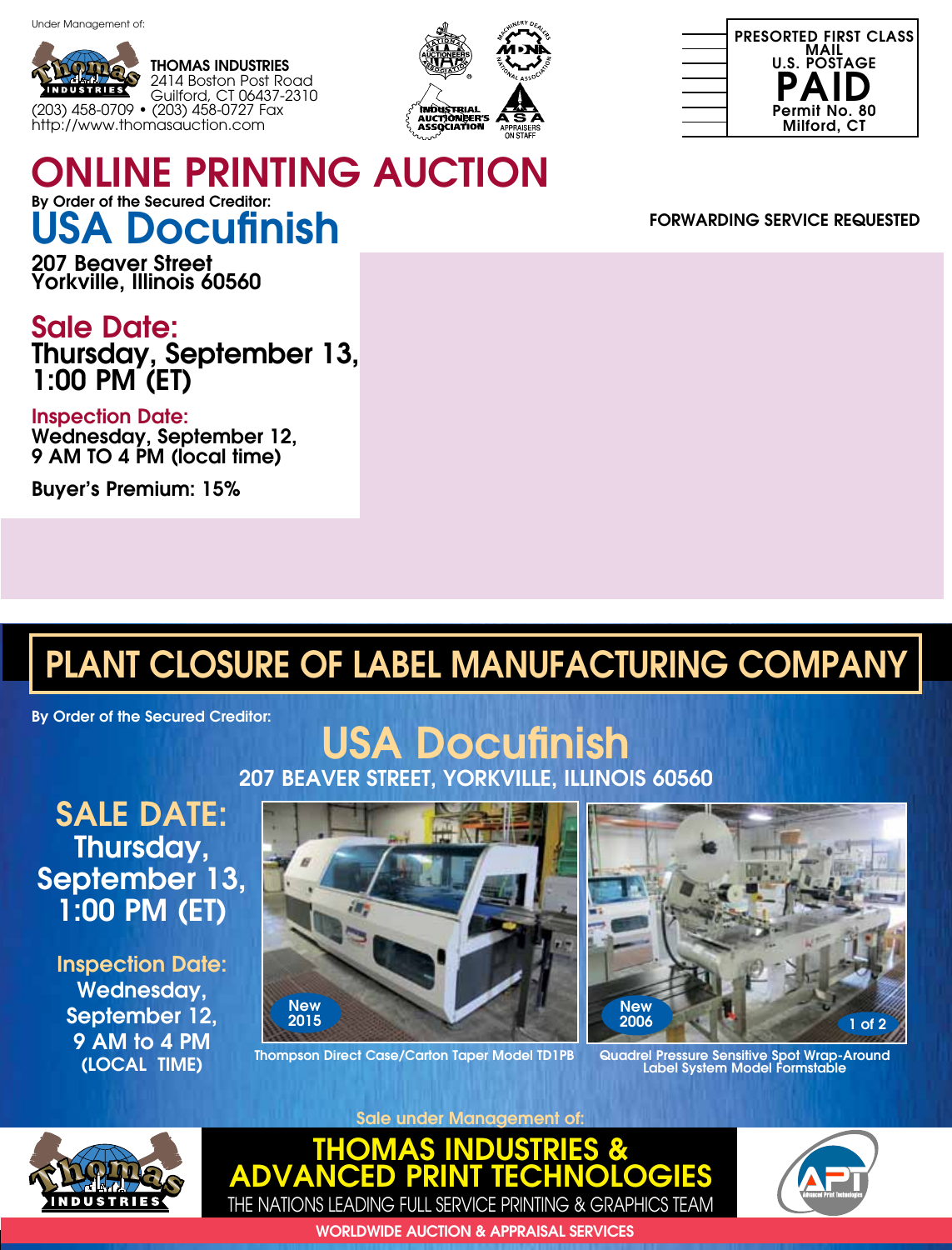Under Management of:

**THOMAS INDUSTRIES**
2414 Boston Post Road
Guilford, CT 06437-2310
(203) 458-0709 • (203) 458-0727 Fax
http://www.thomasauction.com

PRESORTED FIRST CLASS MAIL
U.S. POSTAGE
**PAID**
Permit No. 80
Milford, CT

# ONLINE PRINTING AUCTION

**By Order of the Secured Creditor:**

## USA Docufinish

**207 Beaver Street**
**Yorkville, Illinois 60560**

**FORWARDING SERVICE REQUESTED**

### Sale Date:
**Thursday, September 13, 1:00 PM (ET)**

**Inspection Date:**
**Wednesday, September 12, 9 AM TO 4 PM (local time)**

**Buyer's Premium: 15%**

# PLANT CLOSURE OF LABEL MANUFACTURING COMPANY

**By Order of the Secured Creditor:**

## USA Docufinish

**207 BEAVER STREET, YORKVILLE, ILLINOIS 60560**

### SALE DATE:
**Thursday, September 13, 1:00 PM (ET)**

**Inspection Date:**
**Wednesday, September 12, 9 AM to 4 PM (LOCAL TIME)**

New 2015

Thompson Direct Case/Carton Taper Model TD1PB

New 2006

1 of 2

Quadrel Pressure Sensitive Spot Wrap-Around Label System Model Formstable

Sale under Management of:

## THOMAS INDUSTRIES & ADVANCED PRINT TECHNOLOGIES

THE NATIONS LEADING FULL SERVICE PRINTING & GRAPHICS TEAM

**WORLDWIDE AUCTION & APPRAISAL SERVICES**